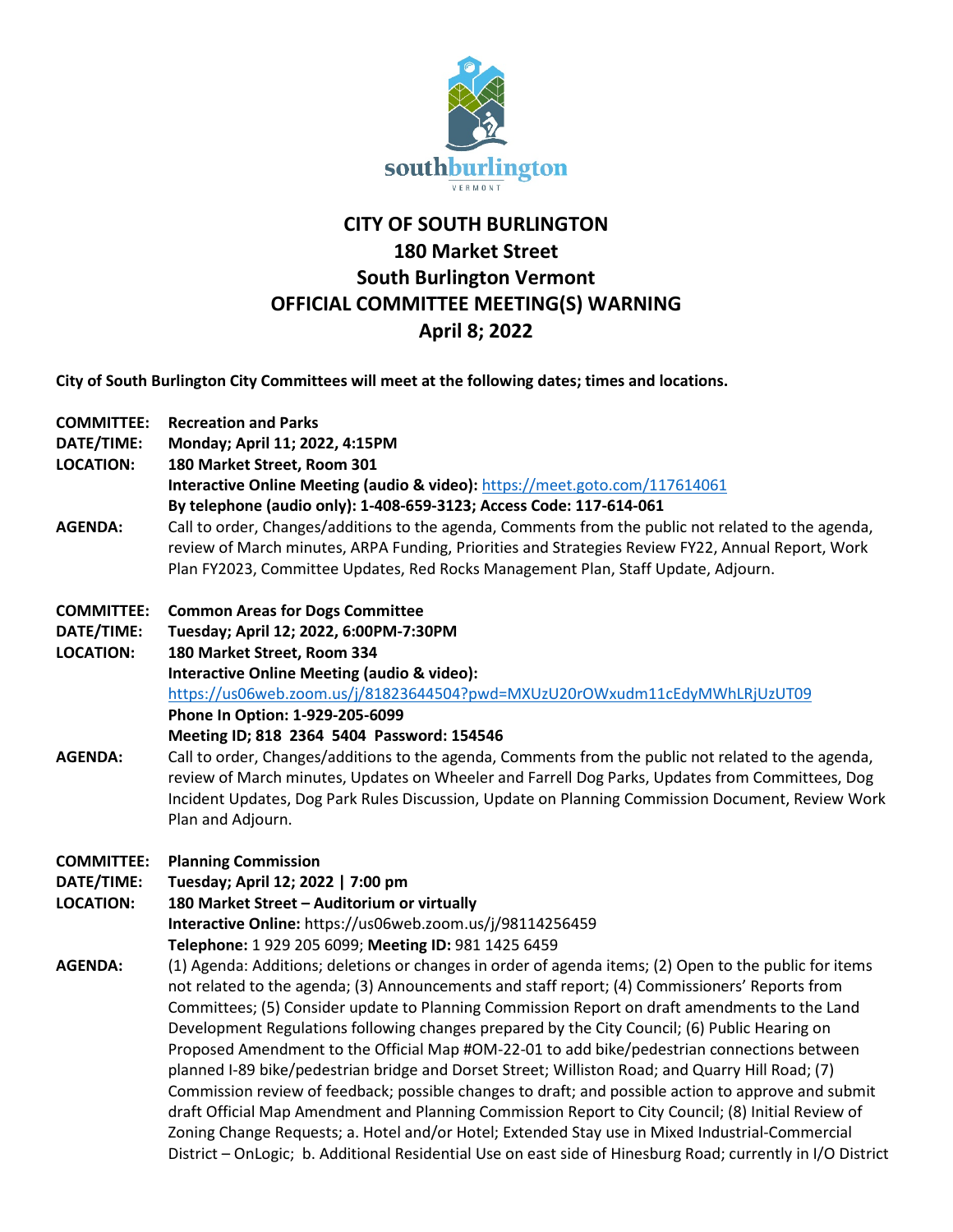# CITY OF SOUTH BURLINGTON
## 180 Market Street
## South Burlington Vermont
## OFFICIAL COMMITTEE MEETING(S) WARNING
## April 8; 2022

**City of South Burlington City Committees will meet at the following dates; times and locations.**

**COMMITTEE:** **Recreation and Parks**
**DATE/TIME:** **Monday; April 11; 2022, 4:15PM**
**LOCATION:** **180 Market Street, Room 301**
**Interactive Online Meeting (audio & video):** https://meet.goto.com/117614061
**By telephone (audio only): 1-408-659-3123; Access Code: 117-614-061**
**AGENDA:** Call to order, Changes/additions to the agenda, Comments from the public not related to the agenda, review of March minutes, ARPA Funding, Priorities and Strategies Review FY22, Annual Report, Work Plan FY2023, Committee Updates, Red Rocks Management Plan, Staff Update, Adjourn.

**COMMITTEE:** **Common Areas for Dogs Committee**
**DATE/TIME:** **Tuesday; April 12; 2022, 6:00PM-7:30PM**
**LOCATION:** **180 Market Street, Room 334**
**Interactive Online Meeting (audio & video):**
https://us06web.zoom.us/j/81823644504?pwd=MXUzU20rOWxudm11cEdyMWhLRjUzUT09
**Phone In Option: 1-929-205-6099**
**Meeting ID; 818 2364 5404 Password: 154546**
**AGENDA:** Call to order, Changes/additions to the agenda, Comments from the public not related to the agenda, review of March minutes, Updates on Wheeler and Farrell Dog Parks, Updates from Committees, Dog Incident Updates, Dog Park Rules Discussion, Update on Planning Commission Document, Review Work Plan and Adjourn.

**COMMITTEE:** **Planning Commission**
**DATE/TIME:** **Tuesday; April 12; 2022 | 7:00 pm**
**LOCATION:** **180 Market Street – Auditorium or virtually**
**Interactive Online:** https://us06web.zoom.us/j/98114256459
**Telephone:** 1 929 205 6099; **Meeting ID:** 981 1425 6459
**AGENDA:** (1) Agenda: Additions; deletions or changes in order of agenda items; (2) Open to the public for items not related to the agenda; (3) Announcements and staff report; (4) Commissioners' Reports from Committees; (5) Consider update to Planning Commission Report on draft amendments to the Land Development Regulations following changes prepared by the City Council; (6) Public Hearing on Proposed Amendment to the Official Map #OM-22-01 to add bike/pedestrian connections between planned I-89 bike/pedestrian bridge and Dorset Street; Williston Road; and Quarry Hill Road; (7) Commission review of feedback; possible changes to draft; and possible action to approve and submit draft Official Map Amendment and Planning Commission Report to City Council; (8) Initial Review of Zoning Change Requests; a. Hotel and/or Hotel; Extended Stay use in Mixed Industrial-Commercial District – OnLogic; b. Additional Residential Use on east side of Hinesburg Road; currently in I/O District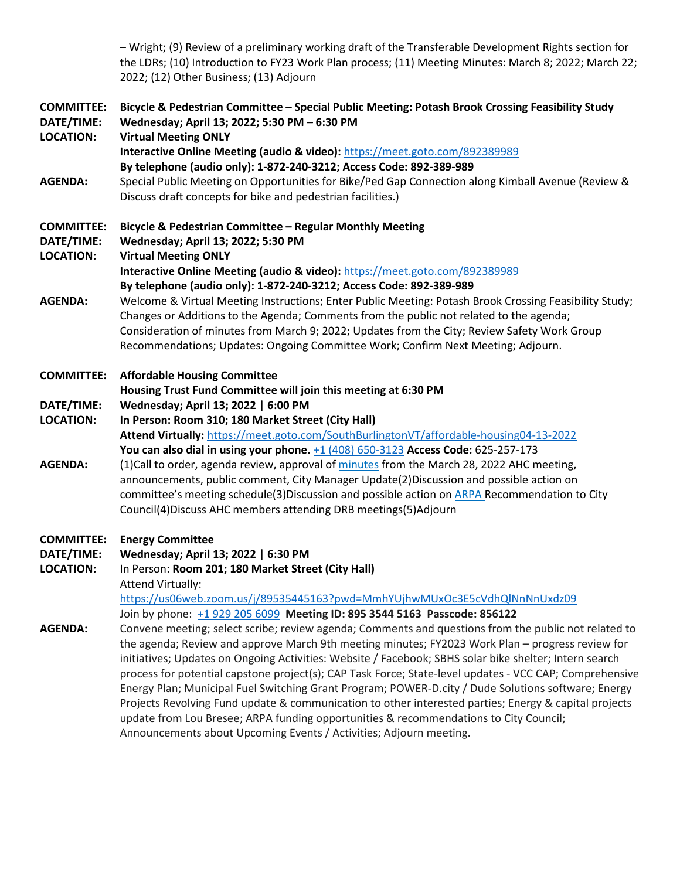– Wright; (9) Review of a preliminary working draft of the Transferable Development Rights section for the LDRs; (10) Introduction to FY23 Work Plan process; (11) Meeting Minutes: March 8; 2022; March 22; 2022; (12) Other Business; (13) Adjourn

**COMMITTEE:** **Bicycle & Pedestrian Committee – Special Public Meeting: Potash Brook Crossing Feasibility Study**
**DATE/TIME:** **Wednesday; April 13; 2022; 5:30 PM – 6:30 PM**
**LOCATION:** **Virtual Meeting ONLY**
**Interactive Online Meeting (audio & video):** https://meet.goto.com/892389989
**By telephone (audio only): 1-872-240-3212; Access Code: 892-389-989**
**AGENDA:** Special Public Meeting on Opportunities for Bike/Ped Gap Connection along Kimball Avenue (Review & Discuss draft concepts for bike and pedestrian facilities.)

**COMMITTEE:** **Bicycle & Pedestrian Committee – Regular Monthly Meeting**
**DATE/TIME:** **Wednesday; April 13; 2022; 5:30 PM**
**LOCATION:** **Virtual Meeting ONLY**
**Interactive Online Meeting (audio & video):** https://meet.goto.com/892389989
**By telephone (audio only): 1-872-240-3212; Access Code: 892-389-989**
**AGENDA:** Welcome & Virtual Meeting Instructions; Enter Public Meeting: Potash Brook Crossing Feasibility Study; Changes or Additions to the Agenda; Comments from the public not related to the agenda; Consideration of minutes from March 9; 2022; Updates from the City; Review Safety Work Group Recommendations; Updates: Ongoing Committee Work; Confirm Next Meeting; Adjourn.

**COMMITTEE:** **Affordable Housing Committee**
**Housing Trust Fund Committee will join this meeting at 6:30 PM**
**DATE/TIME:** **Wednesday; April 13; 2022 | 6:00 PM**
**LOCATION:** **In Person: Room 310; 180 Market Street (City Hall)**
**Attend Virtually:** https://meet.goto.com/SouthBurlingtonVT/affordable-housing04-13-2022
**You can also dial in using your phone.** +1 (408) 650-3123 **Access Code:** 625-257-173
**AGENDA:** (1)Call to order, agenda review, approval of minutes from the March 28, 2022 AHC meeting, announcements, public comment, City Manager Update(2)Discussion and possible action on committee's meeting schedule(3)Discussion and possible action on ARPA Recommendation to City Council(4)Discuss AHC members attending DRB meetings(5)Adjourn

**COMMITTEE:** **Energy Committee**
**DATE/TIME:** **Wednesday; April 13; 2022 | 6:30 PM**
**LOCATION:** In Person: **Room 201; 180 Market Street (City Hall)**
Attend Virtually:
https://us06web.zoom.us/j/89535445163?pwd=MmhYUjhwMUxOc3E5cVdhQlNnNnUxdz09
Join by phone: +1 929 205 6099 **Meeting ID: 895 3544 5163 Passcode: 856122**
**AGENDA:** Convene meeting; select scribe; review agenda; Comments and questions from the public not related to the agenda; Review and approve March 9th meeting minutes; FY2023 Work Plan – progress review for initiatives; Updates on Ongoing Activities: Website / Facebook; SBHS solar bike shelter; Intern search process for potential capstone project(s); CAP Task Force; State-level updates - VCC CAP; Comprehensive Energy Plan; Municipal Fuel Switching Grant Program; POWER-D.city / Dude Solutions software; Energy Projects Revolving Fund update & communication to other interested parties; Energy & capital projects update from Lou Bresee; ARPA funding opportunities & recommendations to City Council; Announcements about Upcoming Events / Activities; Adjourn meeting.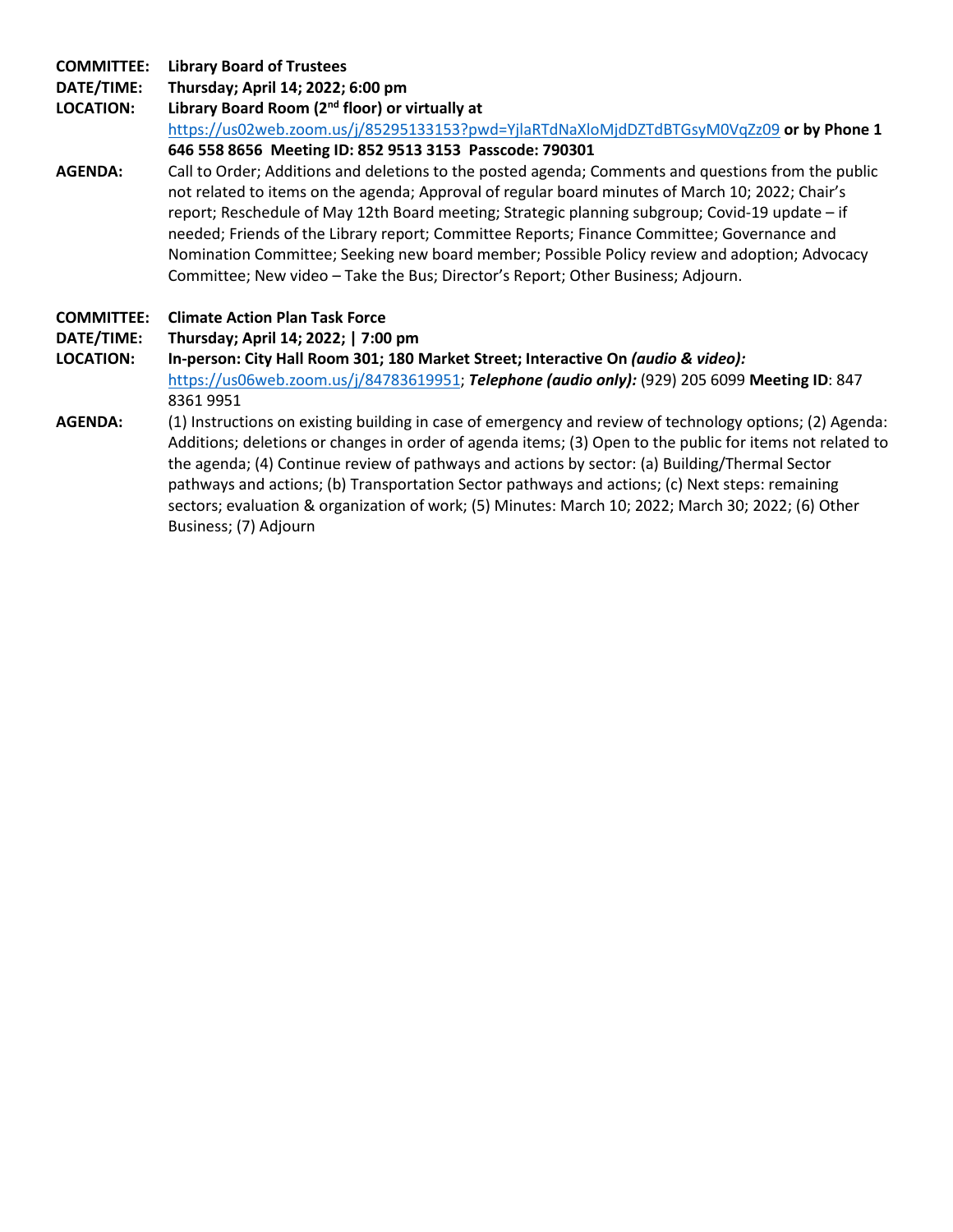**COMMITTEE:** **Library Board of Trustees**

**DATE/TIME:** **Thursday; April 14; 2022; 6:00 pm**

**LOCATION:** **Library Board Room (2nd floor) or virtually at** https://us02web.zoom.us/j/85295133153?pwd=YjlaRTdNaXloMjdDZTdBTGsyM0VqZz09 **or by Phone 1 646 558 8656 Meeting ID: 852 9513 3153 Passcode: 790301**

**AGENDA:** Call to Order; Additions and deletions to the posted agenda; Comments and questions from the public not related to items on the agenda; Approval of regular board minutes of March 10; 2022; Chair's report; Reschedule of May 12th Board meeting; Strategic planning subgroup; Covid-19 update – if needed; Friends of the Library report; Committee Reports; Finance Committee; Governance and Nomination Committee; Seeking new board member; Possible Policy review and adoption; Advocacy Committee; New video – Take the Bus; Director's Report; Other Business; Adjourn.

**COMMITTEE:** **Climate Action Plan Task Force**

**DATE/TIME:** **Thursday; April 14; 2022; | 7:00 pm**

**LOCATION:** **In-person: City Hall Room 301; 180 Market Street; Interactive On *(audio & video):*** https://us06web.zoom.us/j/84783619951; ***Telephone (audio only):*** (929) 205 6099 **Meeting ID**: 847 8361 9951

**AGENDA:** (1) Instructions on existing building in case of emergency and review of technology options; (2) Agenda: Additions; deletions or changes in order of agenda items; (3) Open to the public for items not related to the agenda; (4) Continue review of pathways and actions by sector: (a) Building/Thermal Sector pathways and actions; (b) Transportation Sector pathways and actions; (c) Next steps: remaining sectors; evaluation & organization of work; (5) Minutes: March 10; 2022; March 30; 2022; (6) Other Business; (7) Adjourn